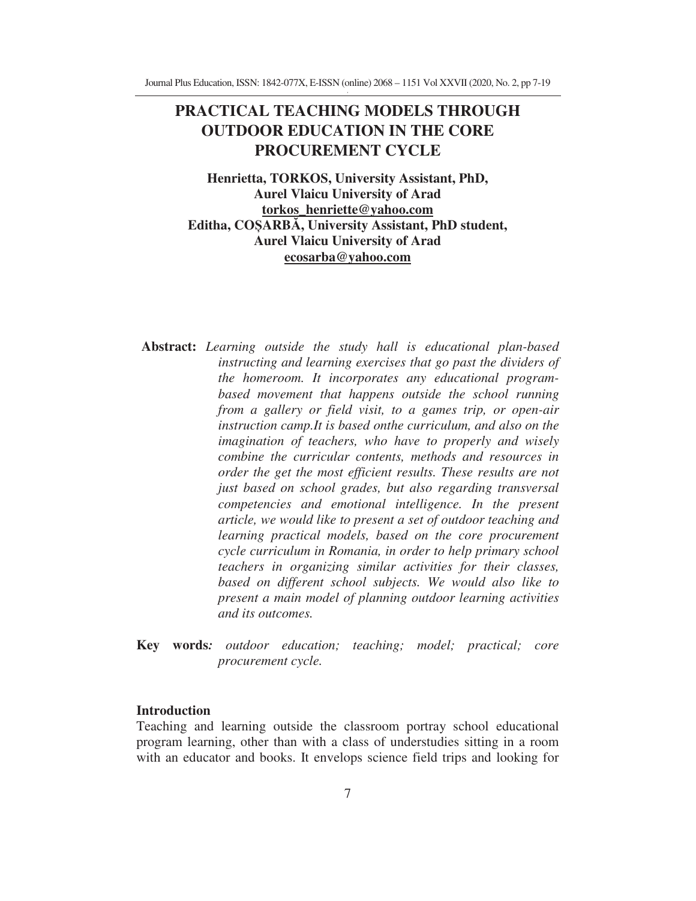# PRACTICAL TEACHING MODELS THROUGH OUTDOOR EDUCATION IN THE CORE PROCUREMENT CYCLE

**Henrietta, TORKOS, University Assistant, PhD,**
**Aurel Vlaicu University of Arad**
**torkos_henriette@yahoo.com**
**Editha, COȘARBĂ, University Assistant, PhD student,**
**Aurel Vlaicu University of Arad**
**ecosarba@yahoo.com**

**Abstract:** *Learning outside the study hall is educational plan-based instructing and learning exercises that go past the dividers of the homeroom. It incorporates any educational program-based movement that happens outside the school running from a gallery or field visit, to a games trip, or open-air instruction camp.It is based onthe curriculum, and also on the imagination of teachers, who have to properly and wisely combine the curricular contents, methods and resources in order the get the most efficient results. These results are not just based on school grades, but also regarding transversal competencies and emotional intelligence. In the present article, we would like to present a set of outdoor teaching and learning practical models, based on the core procurement cycle curriculum in Romania, in order to help primary school teachers in organizing similar activities for their classes, based on different school subjects. We would also like to present a main model of planning outdoor learning activities and its outcomes.*

**Key words***:* *outdoor education; teaching; model; practical; core procurement cycle.*

## Introduction

Teaching and learning outside the classroom portray school educational program learning, other than with a class of understudies sitting in a room with an educator and books. It envelops science field trips and looking for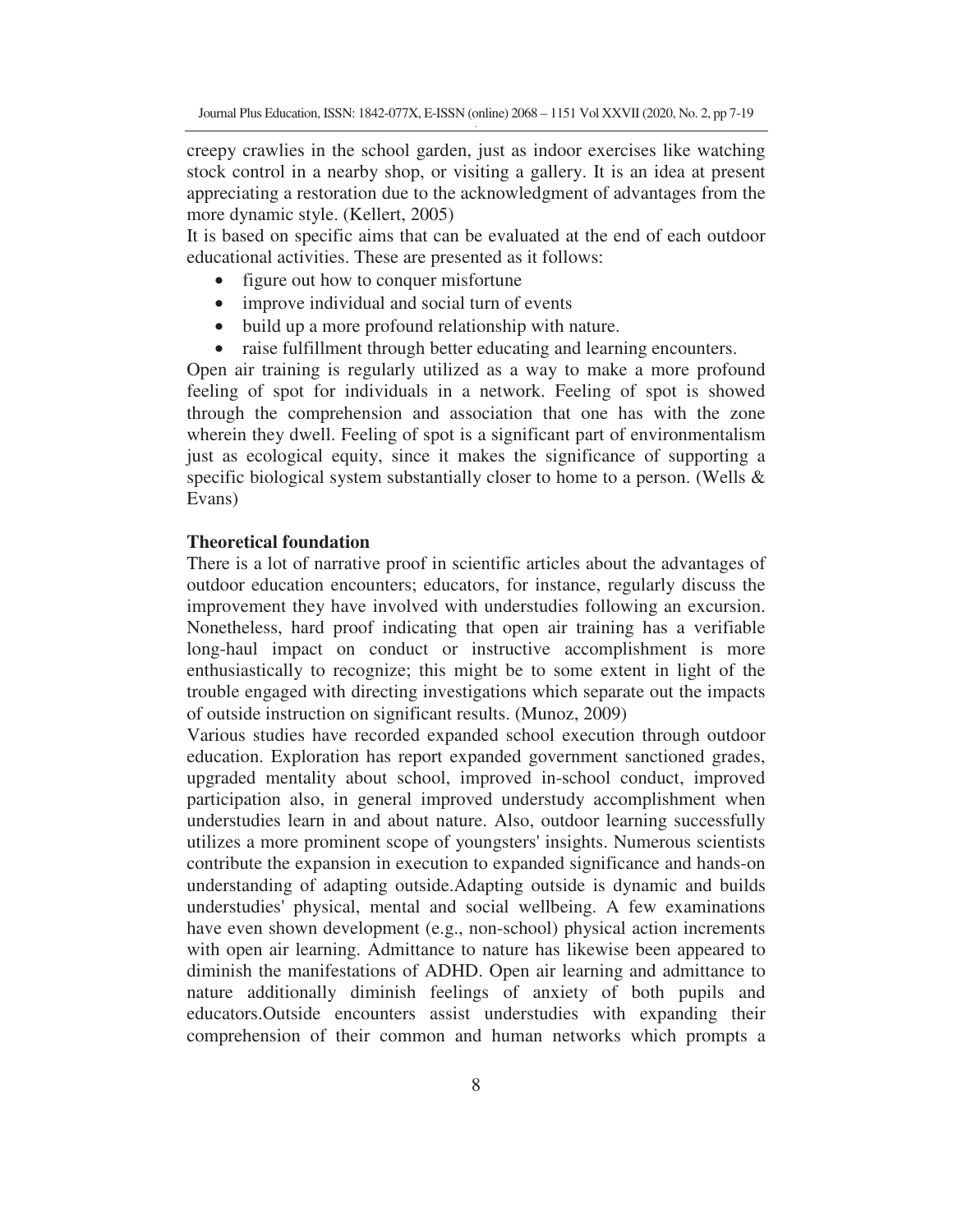creepy crawlies in the school garden, just as indoor exercises like watching stock control in a nearby shop, or visiting a gallery. It is an idea at present appreciating a restoration due to the acknowledgment of advantages from the more dynamic style. (Kellert, 2005)

It is based on specific aims that can be evaluated at the end of each outdoor educational activities. These are presented as it follows:

- figure out how to conquer misfortune
- improve individual and social turn of events
- build up a more profound relationship with nature.
- raise fulfillment through better educating and learning encounters.

Open air training is regularly utilized as a way to make a more profound feeling of spot for individuals in a network. Feeling of spot is showed through the comprehension and association that one has with the zone wherein they dwell. Feeling of spot is a significant part of environmentalism just as ecological equity, since it makes the significance of supporting a specific biological system substantially closer to home to a person. (Wells & Evans)

**Theoretical foundation**

There is a lot of narrative proof in scientific articles about the advantages of outdoor education encounters; educators, for instance, regularly discuss the improvement they have involved with understudies following an excursion. Nonetheless, hard proof indicating that open air training has a verifiable long-haul impact on conduct or instructive accomplishment is more enthusiastically to recognize; this might be to some extent in light of the trouble engaged with directing investigations which separate out the impacts of outside instruction on significant results. (Munoz, 2009)

Various studies have recorded expanded school execution through outdoor education. Exploration has report expanded government sanctioned grades, upgraded mentality about school, improved in-school conduct, improved participation also, in general improved understudy accomplishment when understudies learn in and about nature. Also, outdoor learning successfully utilizes a more prominent scope of youngsters' insights. Numerous scientists contribute the expansion in execution to expanded significance and hands-on understanding of adapting outside.Adapting outside is dynamic and builds understudies' physical, mental and social wellbeing. A few examinations have even shown development (e.g., non-school) physical action increments with open air learning. Admittance to nature has likewise been appeared to diminish the manifestations of ADHD. Open air learning and admittance to nature additionally diminish feelings of anxiety of both pupils and educators.Outside encounters assist understudies with expanding their comprehension of their common and human networks which prompts a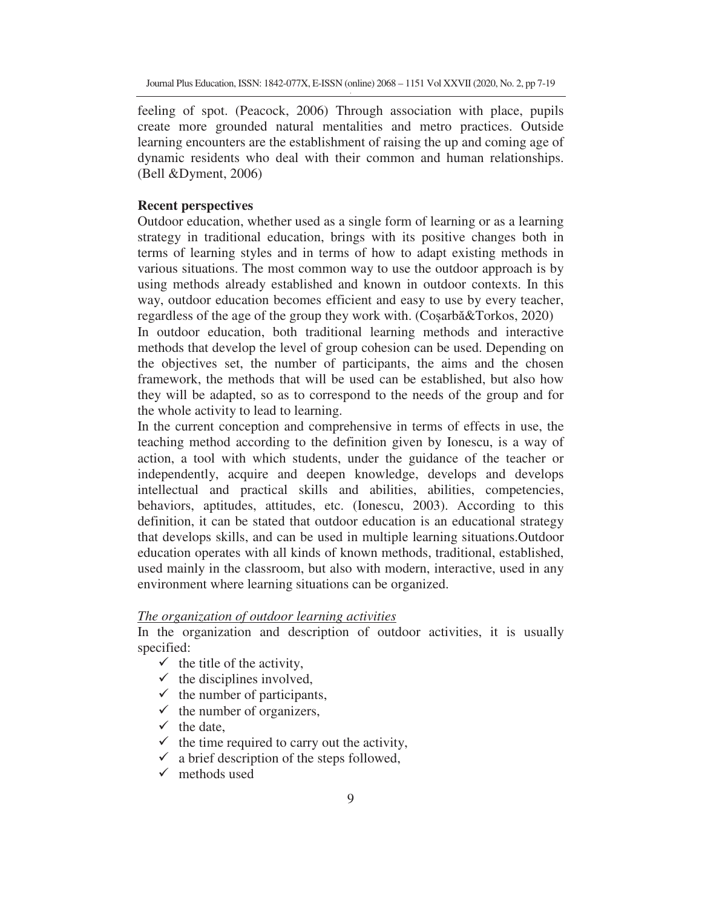feeling of spot. (Peacock, 2006) Through association with place, pupils create more grounded natural mentalities and metro practices. Outside learning encounters are the establishment of raising the up and coming age of dynamic residents who deal with their common and human relationships. (Bell &Dyment, 2006)

**Recent perspectives**

Outdoor education, whether used as a single form of learning or as a learning strategy in traditional education, brings with its positive changes both in terms of learning styles and in terms of how to adapt existing methods in various situations. The most common way to use the outdoor approach is by using methods already established and known in outdoor contexts. In this way, outdoor education becomes efficient and easy to use by every teacher, regardless of the age of the group they work with. (Coșarbă&Torkos, 2020)

In outdoor education, both traditional learning methods and interactive methods that develop the level of group cohesion can be used. Depending on the objectives set, the number of participants, the aims and the chosen framework, the methods that will be used can be established, but also how they will be adapted, so as to correspond to the needs of the group and for the whole activity to lead to learning.

In the current conception and comprehensive in terms of effects in use, the teaching method according to the definition given by Ionescu, is a way of action, a tool with which students, under the guidance of the teacher or independently, acquire and deepen knowledge, develops and develops intellectual and practical skills and abilities, abilities, competencies, behaviors, aptitudes, attitudes, etc. (Ionescu, 2003). According to this definition, it can be stated that outdoor education is an educational strategy that develops skills, and can be used in multiple learning situations.Outdoor education operates with all kinds of known methods, traditional, established, used mainly in the classroom, but also with modern, interactive, used in any environment where learning situations can be organized.

*The organization of outdoor learning activities*

In the organization and description of outdoor activities, it is usually specified:

- ✓ the title of the activity,
- ✓ the disciplines involved,
- ✓ the number of participants,
- ✓ the number of organizers,
- ✓ the date,
- ✓ the time required to carry out the activity,
- ✓ a brief description of the steps followed,
- ✓ methods used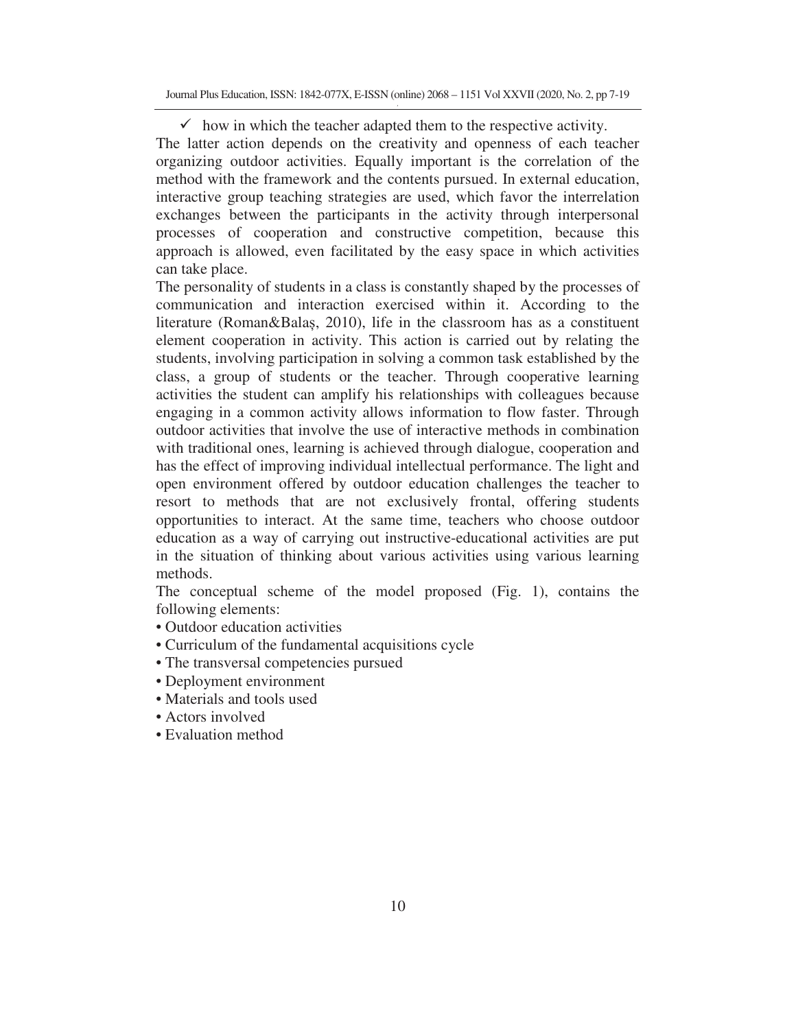- ✓ how in which the teacher adapted them to the respective activity.

The latter action depends on the creativity and openness of each teacher organizing outdoor activities. Equally important is the correlation of the method with the framework and the contents pursued. In external education, interactive group teaching strategies are used, which favor the interrelation exchanges between the participants in the activity through interpersonal processes of cooperation and constructive competition, because this approach is allowed, even facilitated by the easy space in which activities can take place.

The personality of students in a class is constantly shaped by the processes of communication and interaction exercised within it. According to the literature (Roman&Balaș, 2010), life in the classroom has as a constituent element cooperation in activity. This action is carried out by relating the students, involving participation in solving a common task established by the class, a group of students or the teacher. Through cooperative learning activities the student can amplify his relationships with colleagues because engaging in a common activity allows information to flow faster. Through outdoor activities that involve the use of interactive methods in combination with traditional ones, learning is achieved through dialogue, cooperation and has the effect of improving individual intellectual performance. The light and open environment offered by outdoor education challenges the teacher to resort to methods that are not exclusively frontal, offering students opportunities to interact. At the same time, teachers who choose outdoor education as a way of carrying out instructive-educational activities are put in the situation of thinking about various activities using various learning methods.

The conceptual scheme of the model proposed (Fig. 1), contains the following elements:

- Outdoor education activities
- Curriculum of the fundamental acquisitions cycle
- The transversal competencies pursued
- Deployment environment
- Materials and tools used
- Actors involved
- Evaluation method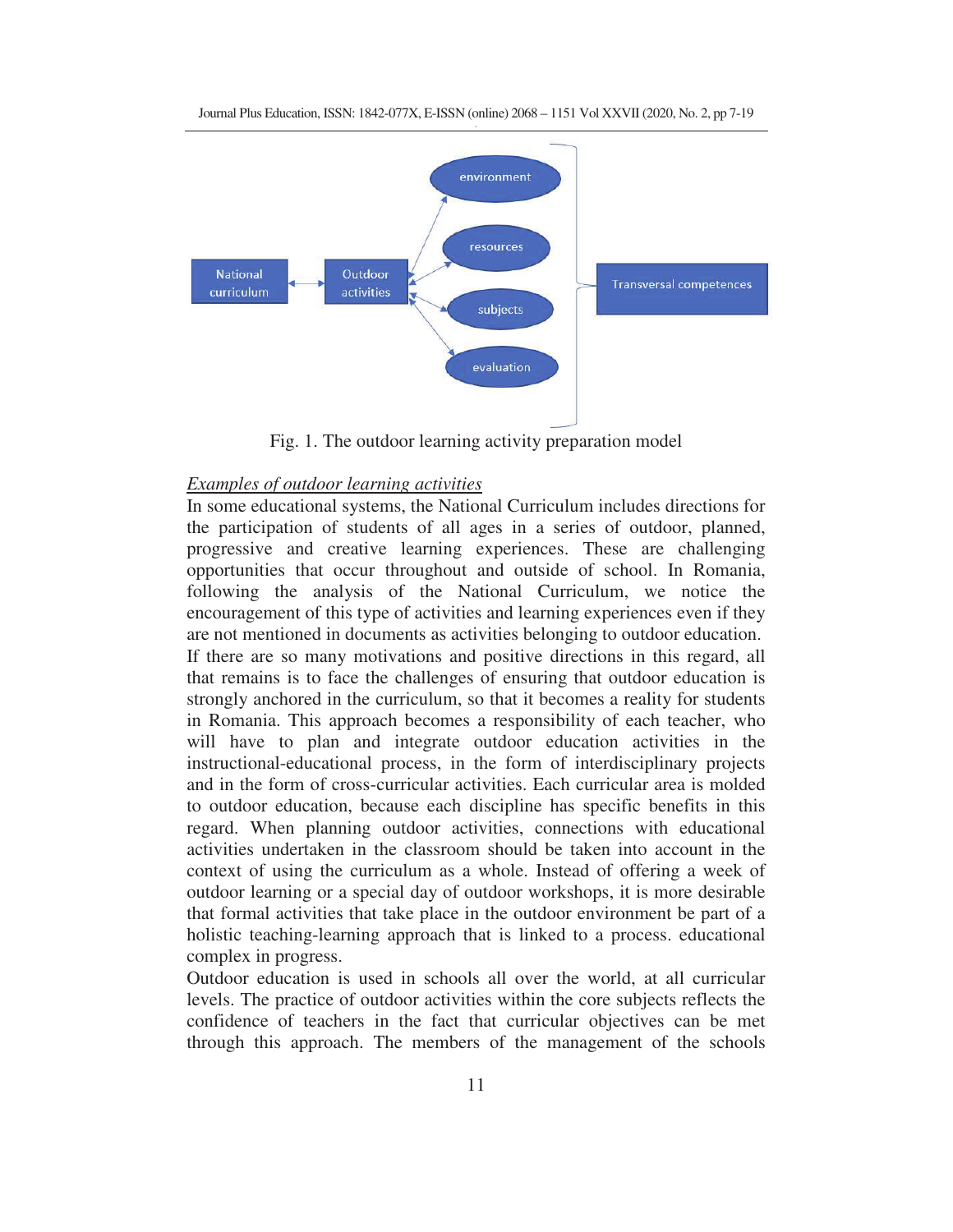Fig. 1. The outdoor learning activity preparation model

*Examples of outdoor learning activities*

In some educational systems, the National Curriculum includes directions for the participation of students of all ages in a series of outdoor, planned, progressive and creative learning experiences. These are challenging opportunities that occur throughout and outside of school. In Romania, following the analysis of the National Curriculum, we notice the encouragement of this type of activities and learning experiences even if they are not mentioned in documents as activities belonging to outdoor education. If there are so many motivations and positive directions in this regard, all that remains is to face the challenges of ensuring that outdoor education is strongly anchored in the curriculum, so that it becomes a reality for students in Romania. This approach becomes a responsibility of each teacher, who will have to plan and integrate outdoor education activities in the instructional-educational process, in the form of interdisciplinary projects and in the form of cross-curricular activities. Each curricular area is molded to outdoor education, because each discipline has specific benefits in this regard. When planning outdoor activities, connections with educational activities undertaken in the classroom should be taken into account in the context of using the curriculum as a whole. Instead of offering a week of outdoor learning or a special day of outdoor workshops, it is more desirable that formal activities that take place in the outdoor environment be part of a holistic teaching-learning approach that is linked to a process. educational complex in progress.

Outdoor education is used in schools all over the world, at all curricular levels. The practice of outdoor activities within the core subjects reflects the confidence of teachers in the fact that curricular objectives can be met through this approach. The members of the management of the schools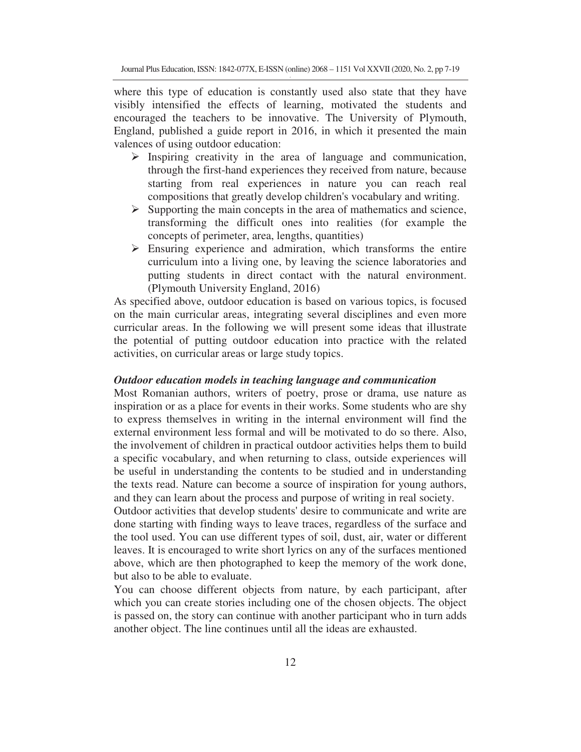where this type of education is constantly used also state that they have visibly intensified the effects of learning, motivated the students and encouraged the teachers to be innovative. The University of Plymouth, England, published a guide report in 2016, in which it presented the main valences of using outdoor education:

- Inspiring creativity in the area of language and communication, through the first-hand experiences they received from nature, because starting from real experiences in nature you can reach real compositions that greatly develop children's vocabulary and writing.
- Supporting the main concepts in the area of mathematics and science, transforming the difficult ones into realities (for example the concepts of perimeter, area, lengths, quantities)
- Ensuring experience and admiration, which transforms the entire curriculum into a living one, by leaving the science laboratories and putting students in direct contact with the natural environment. (Plymouth University England, 2016)

As specified above, outdoor education is based on various topics, is focused on the main curricular areas, integrating several disciplines and even more curricular areas. In the following we will present some ideas that illustrate the potential of putting outdoor education into practice with the related activities, on curricular areas or large study topics.

***Outdoor education models in teaching language and communication***

Most Romanian authors, writers of poetry, prose or drama, use nature as inspiration or as a place for events in their works. Some students who are shy to express themselves in writing in the internal environment will find the external environment less formal and will be motivated to do so there. Also, the involvement of children in practical outdoor activities helps them to build a specific vocabulary, and when returning to class, outside experiences will be useful in understanding the contents to be studied and in understanding the texts read. Nature can become a source of inspiration for young authors, and they can learn about the process and purpose of writing in real society.

Outdoor activities that develop students' desire to communicate and write are done starting with finding ways to leave traces, regardless of the surface and the tool used. You can use different types of soil, dust, air, water or different leaves. It is encouraged to write short lyrics on any of the surfaces mentioned above, which are then photographed to keep the memory of the work done, but also to be able to evaluate.

You can choose different objects from nature, by each participant, after which you can create stories including one of the chosen objects. The object is passed on, the story can continue with another participant who in turn adds another object. The line continues until all the ideas are exhausted.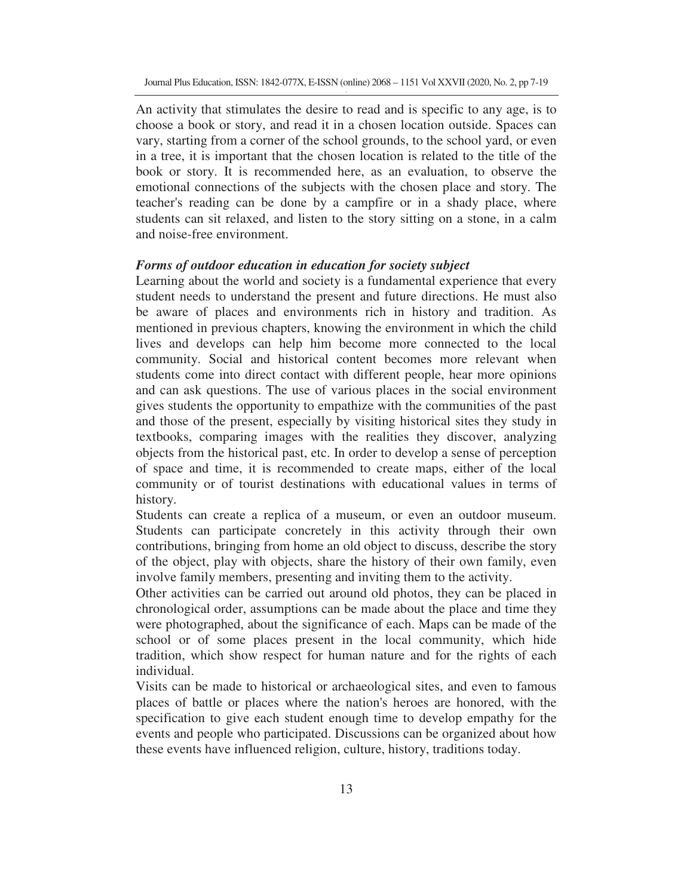An activity that stimulates the desire to read and is specific to any age, is to choose a book or story, and read it in a chosen location outside. Spaces can vary, starting from a corner of the school grounds, to the school yard, or even in a tree, it is important that the chosen location is related to the title of the book or story. It is recommended here, as an evaluation, to observe the emotional connections of the subjects with the chosen place and story. The teacher's reading can be done by a campfire or in a shady place, where students can sit relaxed, and listen to the story sitting on a stone, in a calm and noise-free environment.

***Forms of outdoor education in education for society subject***

Learning about the world and society is a fundamental experience that every student needs to understand the present and future directions. He must also be aware of places and environments rich in history and tradition. As mentioned in previous chapters, knowing the environment in which the child lives and develops can help him become more connected to the local community. Social and historical content becomes more relevant when students come into direct contact with different people, hear more opinions and can ask questions. The use of various places in the social environment gives students the opportunity to empathize with the communities of the past and those of the present, especially by visiting historical sites they study in textbooks, comparing images with the realities they discover, analyzing objects from the historical past, etc. In order to develop a sense of perception of space and time, it is recommended to create maps, either of the local community or of tourist destinations with educational values in terms of history.

Students can create a replica of a museum, or even an outdoor museum. Students can participate concretely in this activity through their own contributions, bringing from home an old object to discuss, describe the story of the object, play with objects, share the history of their own family, even involve family members, presenting and inviting them to the activity.

Other activities can be carried out around old photos, they can be placed in chronological order, assumptions can be made about the place and time they were photographed, about the significance of each. Maps can be made of the school or of some places present in the local community, which hide tradition, which show respect for human nature and for the rights of each individual.

Visits can be made to historical or archaeological sites, and even to famous places of battle or places where the nation's heroes are honored, with the specification to give each student enough time to develop empathy for the events and people who participated. Discussions can be organized about how these events have influenced religion, culture, history, traditions today.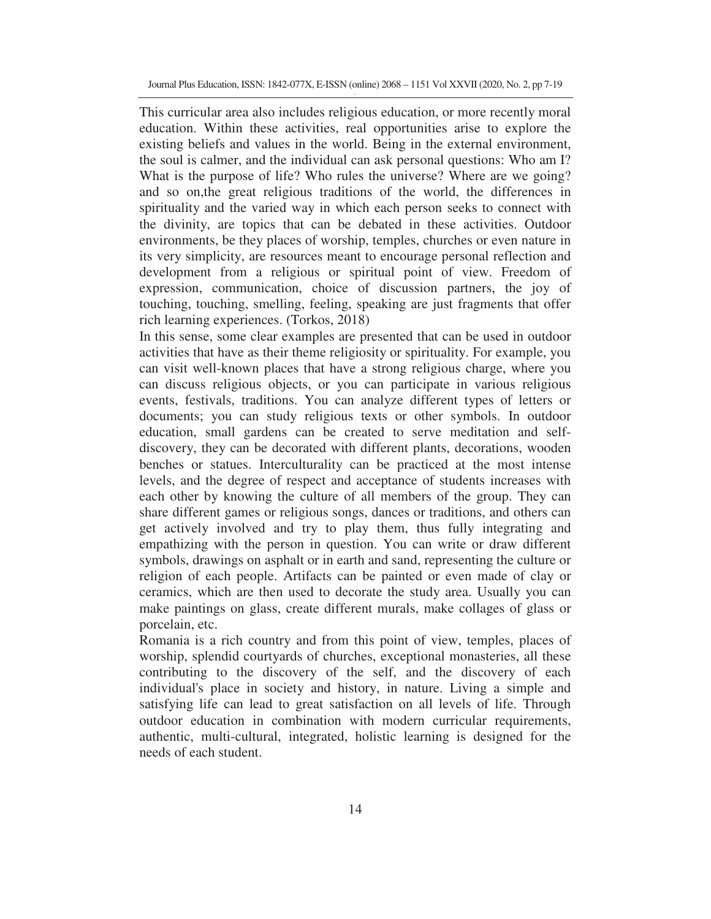This curricular area also includes religious education, or more recently moral education. Within these activities, real opportunities arise to explore the existing beliefs and values in the world. Being in the external environment, the soul is calmer, and the individual can ask personal questions: Who am I? What is the purpose of life? Who rules the universe? Where are we going? and so on,the great religious traditions of the world, the differences in spirituality and the varied way in which each person seeks to connect with the divinity, are topics that can be debated in these activities. Outdoor environments, be they places of worship, temples, churches or even nature in its very simplicity, are resources meant to encourage personal reflection and development from a religious or spiritual point of view. Freedom of expression, communication, choice of discussion partners, the joy of touching, touching, smelling, feeling, speaking are just fragments that offer rich learning experiences. (Torkos, 2018)

In this sense, some clear examples are presented that can be used in outdoor activities that have as their theme religiosity or spirituality. For example, you can visit well-known places that have a strong religious charge, where you can discuss religious objects, or you can participate in various religious events, festivals, traditions. You can analyze different types of letters or documents; you can study religious texts or other symbols. In outdoor education, small gardens can be created to serve meditation and self-discovery, they can be decorated with different plants, decorations, wooden benches or statues. Interculturality can be practiced at the most intense levels, and the degree of respect and acceptance of students increases with each other by knowing the culture of all members of the group. They can share different games or religious songs, dances or traditions, and others can get actively involved and try to play them, thus fully integrating and empathizing with the person in question. You can write or draw different symbols, drawings on asphalt or in earth and sand, representing the culture or religion of each people. Artifacts can be painted or even made of clay or ceramics, which are then used to decorate the study area. Usually you can make paintings on glass, create different murals, make collages of glass or porcelain, etc.

Romania is a rich country and from this point of view, temples, places of worship, splendid courtyards of churches, exceptional monasteries, all these contributing to the discovery of the self, and the discovery of each individual's place in society and history, in nature. Living a simple and satisfying life can lead to great satisfaction on all levels of life. Through outdoor education in combination with modern curricular requirements, authentic, multi-cultural, integrated, holistic learning is designed for the needs of each student.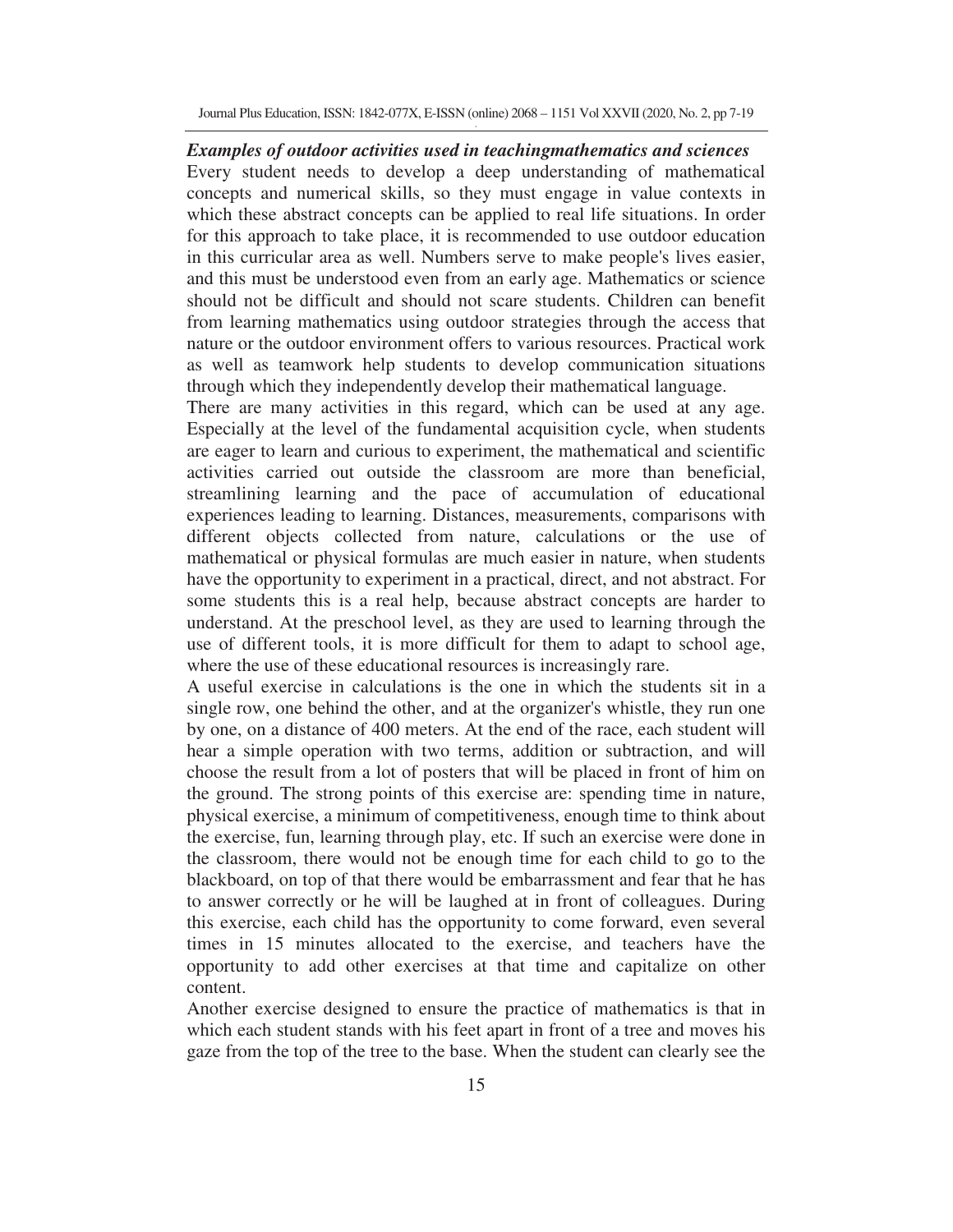***Examples of outdoor activities used in teachingmathematics and sciences***

Every student needs to develop a deep understanding of mathematical concepts and numerical skills, so they must engage in value contexts in which these abstract concepts can be applied to real life situations. In order for this approach to take place, it is recommended to use outdoor education in this curricular area as well. Numbers serve to make people's lives easier, and this must be understood even from an early age. Mathematics or science should not be difficult and should not scare students. Children can benefit from learning mathematics using outdoor strategies through the access that nature or the outdoor environment offers to various resources. Practical work as well as teamwork help students to develop communication situations through which they independently develop their mathematical language.

There are many activities in this regard, which can be used at any age. Especially at the level of the fundamental acquisition cycle, when students are eager to learn and curious to experiment, the mathematical and scientific activities carried out outside the classroom are more than beneficial, streamlining learning and the pace of accumulation of educational experiences leading to learning. Distances, measurements, comparisons with different objects collected from nature, calculations or the use of mathematical or physical formulas are much easier in nature, when students have the opportunity to experiment in a practical, direct, and not abstract. For some students this is a real help, because abstract concepts are harder to understand. At the preschool level, as they are used to learning through the use of different tools, it is more difficult for them to adapt to school age, where the use of these educational resources is increasingly rare.

A useful exercise in calculations is the one in which the students sit in a single row, one behind the other, and at the organizer's whistle, they run one by one, on a distance of 400 meters. At the end of the race, each student will hear a simple operation with two terms, addition or subtraction, and will choose the result from a lot of posters that will be placed in front of him on the ground. The strong points of this exercise are: spending time in nature, physical exercise, a minimum of competitiveness, enough time to think about the exercise, fun, learning through play, etc. If such an exercise were done in the classroom, there would not be enough time for each child to go to the blackboard, on top of that there would be embarrassment and fear that he has to answer correctly or he will be laughed at in front of colleagues. During this exercise, each child has the opportunity to come forward, even several times in 15 minutes allocated to the exercise, and teachers have the opportunity to add other exercises at that time and capitalize on other content.

Another exercise designed to ensure the practice of mathematics is that in which each student stands with his feet apart in front of a tree and moves his gaze from the top of the tree to the base. When the student can clearly see the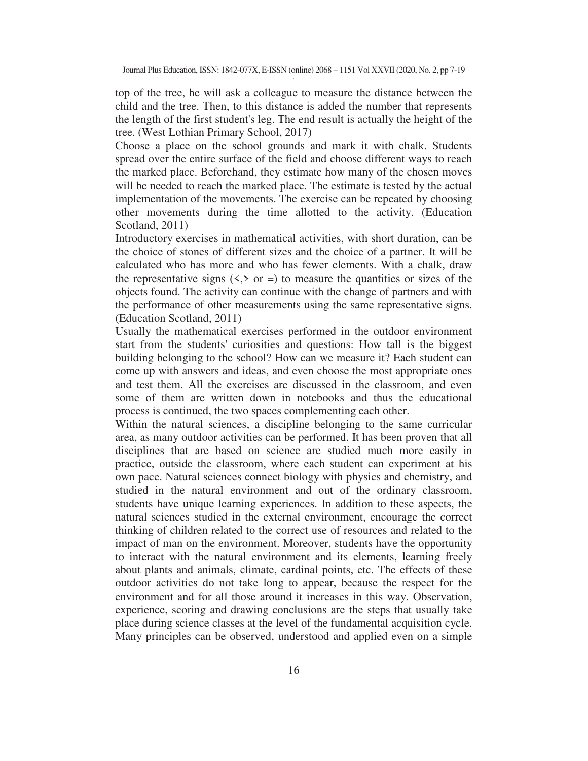top of the tree, he will ask a colleague to measure the distance between the child and the tree. Then, to this distance is added the number that represents the length of the first student's leg. The end result is actually the height of the tree. (West Lothian Primary School, 2017)

Choose a place on the school grounds and mark it with chalk. Students spread over the entire surface of the field and choose different ways to reach the marked place. Beforehand, they estimate how many of the chosen moves will be needed to reach the marked place. The estimate is tested by the actual implementation of the movements. The exercise can be repeated by choosing other movements during the time allotted to the activity. (Education Scotland, 2011)

Introductory exercises in mathematical activities, with short duration, can be the choice of stones of different sizes and the choice of a partner. It will be calculated who has more and who has fewer elements. With a chalk, draw the representative signs (<,> or =) to measure the quantities or sizes of the objects found. The activity can continue with the change of partners and with the performance of other measurements using the same representative signs. (Education Scotland, 2011)

Usually the mathematical exercises performed in the outdoor environment start from the students' curiosities and questions: How tall is the biggest building belonging to the school? How can we measure it? Each student can come up with answers and ideas, and even choose the most appropriate ones and test them. All the exercises are discussed in the classroom, and even some of them are written down in notebooks and thus the educational process is continued, the two spaces complementing each other.

Within the natural sciences, a discipline belonging to the same curricular area, as many outdoor activities can be performed. It has been proven that all disciplines that are based on science are studied much more easily in practice, outside the classroom, where each student can experiment at his own pace. Natural sciences connect biology with physics and chemistry, and studied in the natural environment and out of the ordinary classroom, students have unique learning experiences. In addition to these aspects, the natural sciences studied in the external environment, encourage the correct thinking of children related to the correct use of resources and related to the impact of man on the environment. Moreover, students have the opportunity to interact with the natural environment and its elements, learning freely about plants and animals, climate, cardinal points, etc. The effects of these outdoor activities do not take long to appear, because the respect for the environment and for all those around it increases in this way. Observation, experience, scoring and drawing conclusions are the steps that usually take place during science classes at the level of the fundamental acquisition cycle. Many principles can be observed, understood and applied even on a simple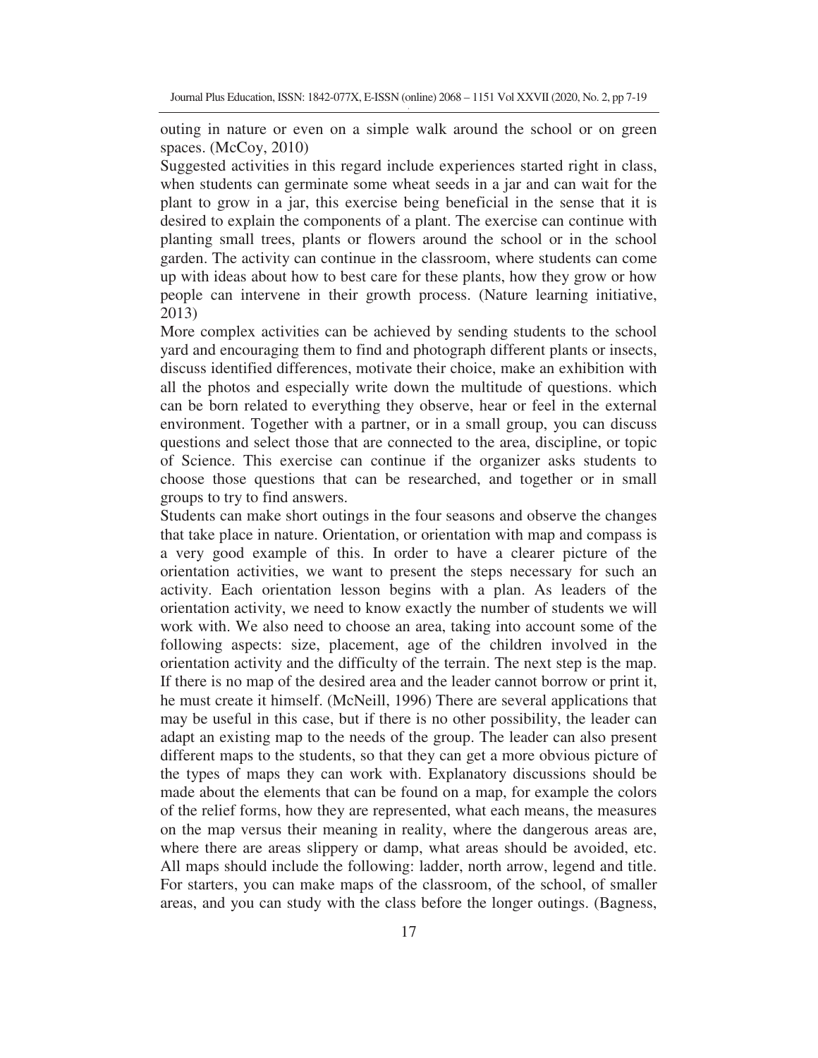outing in nature or even on a simple walk around the school or on green spaces. (McCoy, 2010)

Suggested activities in this regard include experiences started right in class, when students can germinate some wheat seeds in a jar and can wait for the plant to grow in a jar, this exercise being beneficial in the sense that it is desired to explain the components of a plant. The exercise can continue with planting small trees, plants or flowers around the school or in the school garden. The activity can continue in the classroom, where students can come up with ideas about how to best care for these plants, how they grow or how people can intervene in their growth process. (Nature learning initiative, 2013)

More complex activities can be achieved by sending students to the school yard and encouraging them to find and photograph different plants or insects, discuss identified differences, motivate their choice, make an exhibition with all the photos and especially write down the multitude of questions. which can be born related to everything they observe, hear or feel in the external environment. Together with a partner, or in a small group, you can discuss questions and select those that are connected to the area, discipline, or topic of Science. This exercise can continue if the organizer asks students to choose those questions that can be researched, and together or in small groups to try to find answers.

Students can make short outings in the four seasons and observe the changes that take place in nature. Orientation, or orientation with map and compass is a very good example of this. In order to have a clearer picture of the orientation activities, we want to present the steps necessary for such an activity. Each orientation lesson begins with a plan. As leaders of the orientation activity, we need to know exactly the number of students we will work with. We also need to choose an area, taking into account some of the following aspects: size, placement, age of the children involved in the orientation activity and the difficulty of the terrain. The next step is the map. If there is no map of the desired area and the leader cannot borrow or print it, he must create it himself. (McNeill, 1996) There are several applications that may be useful in this case, but if there is no other possibility, the leader can adapt an existing map to the needs of the group. The leader can also present different maps to the students, so that they can get a more obvious picture of the types of maps they can work with. Explanatory discussions should be made about the elements that can be found on a map, for example the colors of the relief forms, how they are represented, what each means, the measures on the map versus their meaning in reality, where the dangerous areas are, where there are areas slippery or damp, what areas should be avoided, etc. All maps should include the following: ladder, north arrow, legend and title. For starters, you can make maps of the classroom, of the school, of smaller areas, and you can study with the class before the longer outings. (Bagness,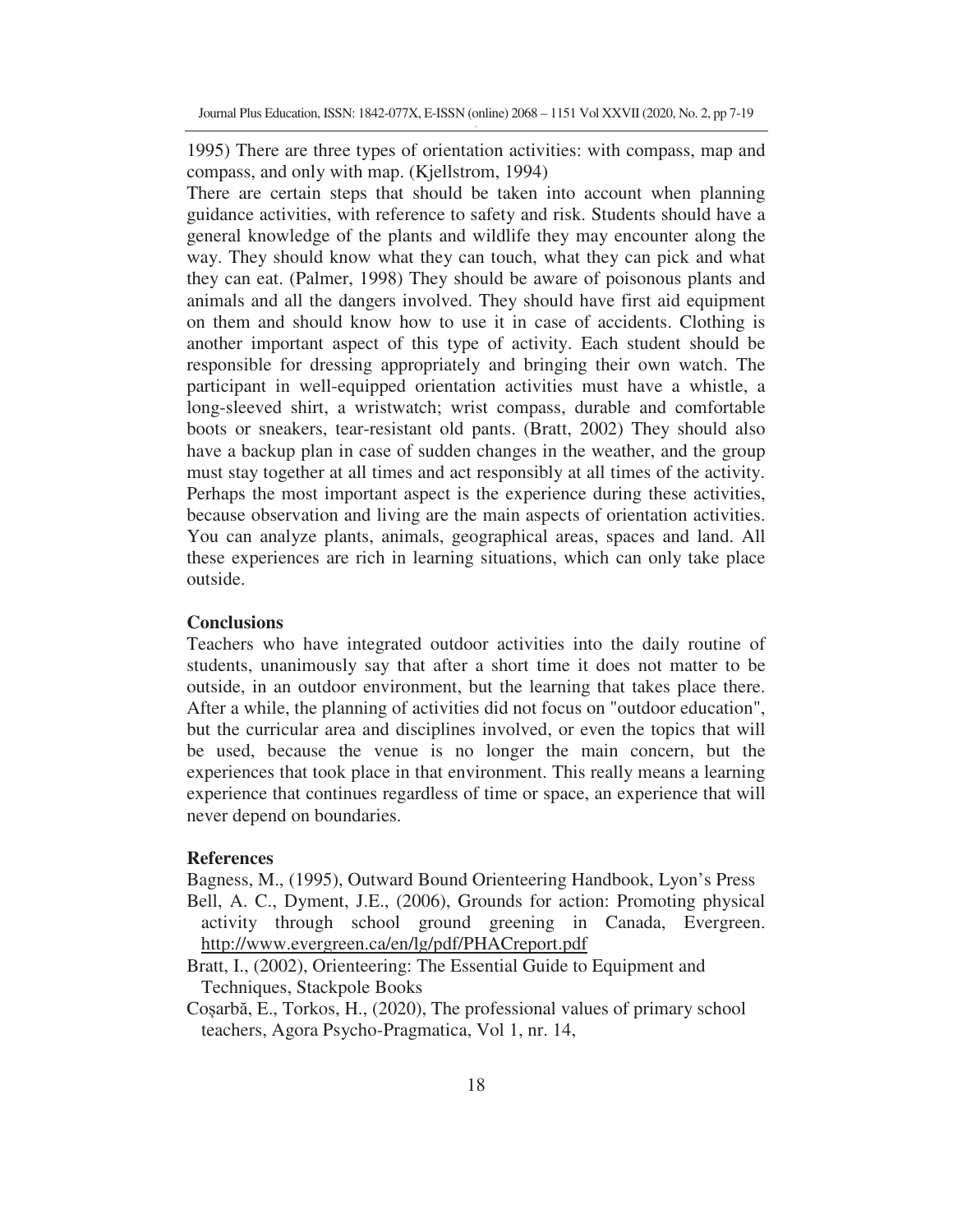1995) There are three types of orientation activities: with compass, map and compass, and only with map. (Kjellstrom, 1994)

There are certain steps that should be taken into account when planning guidance activities, with reference to safety and risk. Students should have a general knowledge of the plants and wildlife they may encounter along the way. They should know what they can touch, what they can pick and what they can eat. (Palmer, 1998) They should be aware of poisonous plants and animals and all the dangers involved. They should have first aid equipment on them and should know how to use it in case of accidents. Clothing is another important aspect of this type of activity. Each student should be responsible for dressing appropriately and bringing their own watch. The participant in well-equipped orientation activities must have a whistle, a long-sleeved shirt, a wristwatch; wrist compass, durable and comfortable boots or sneakers, tear-resistant old pants. (Bratt, 2002) They should also have a backup plan in case of sudden changes in the weather, and the group must stay together at all times and act responsibly at all times of the activity. Perhaps the most important aspect is the experience during these activities, because observation and living are the main aspects of orientation activities. You can analyze plants, animals, geographical areas, spaces and land. All these experiences are rich in learning situations, which can only take place outside.

## Conclusions

Teachers who have integrated outdoor activities into the daily routine of students, unanimously say that after a short time it does not matter to be outside, in an outdoor environment, but the learning that takes place there. After a while, the planning of activities did not focus on "outdoor education", but the curricular area and disciplines involved, or even the topics that will be used, because the venue is no longer the main concern, but the experiences that took place in that environment. This really means a learning experience that continues regardless of time or space, an experience that will never depend on boundaries.

## References

Bagness, M., (1995), Outward Bound Orienteering Handbook, Lyon's Press

Bell, A. C., Dyment, J.E., (2006), Grounds for action: Promoting physical activity through school ground greening in Canada, Evergreen. http://www.evergreen.ca/en/lg/pdf/PHACreport.pdf

Bratt, I., (2002), Orienteering: The Essential Guide to Equipment and Techniques, Stackpole Books

Coșarbă, E., Torkos, H., (2020), The professional values of primary school teachers, Agora Psycho-Pragmatica, Vol 1, nr. 14,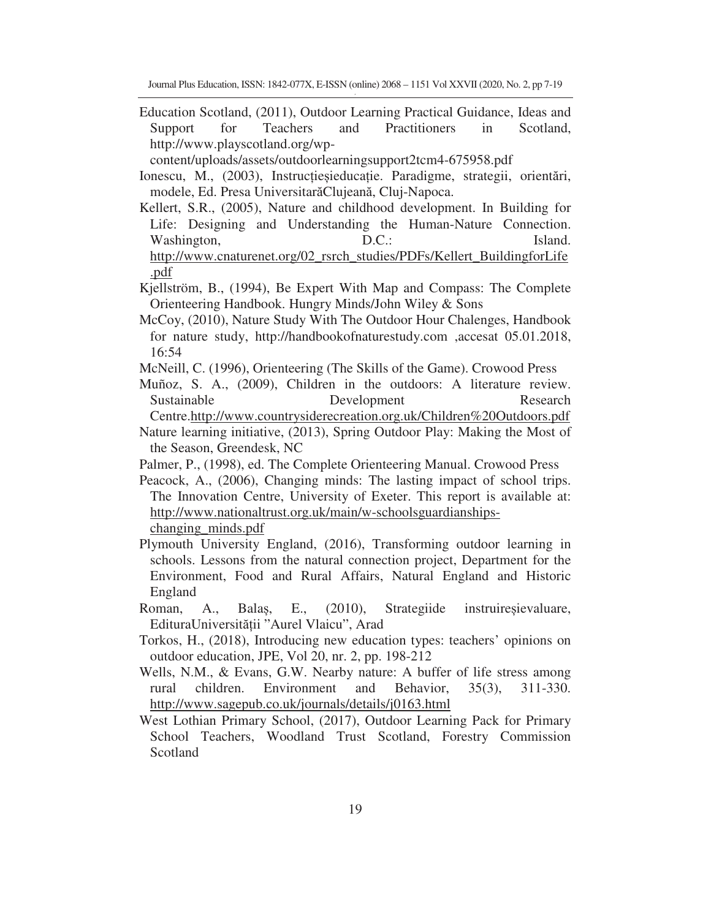Education Scotland, (2011), Outdoor Learning Practical Guidance, Ideas and Support for Teachers and Practitioners in Scotland, http://www.playscotland.org/wp-content/uploads/assets/outdoorlearningsupport2tcm4-675958.pdf

Ionescu, M., (2003), Instrucțieșieducație. Paradigme, strategii, orientări, modele, Ed. Presa UniversitarăClujeană, Cluj-Napoca.

Kellert, S.R., (2005), Nature and childhood development. In Building for Life: Designing and Understanding the Human-Nature Connection. Washington, D.C.: Island. http://www.cnaturenet.org/02_rsrch_studies/PDFs/Kellert_BuildingforLife.pdf

Kjellström, B., (1994), Be Expert With Map and Compass: The Complete Orienteering Handbook. Hungry Minds/John Wiley & Sons

McCoy, (2010), Nature Study With The Outdoor Hour Chalenges, Handbook for nature study, http://handbookofnaturestudy.com ,accesat 05.01.2018, 16:54

McNeill, C. (1996), Orienteering (The Skills of the Game). Crowood Press

Muñoz, S. A., (2009), Children in the outdoors: A literature review. Sustainable Development Research Centre.http://www.countrysiderecreation.org.uk/Children%20Outdoors.pdf

Nature learning initiative, (2013), Spring Outdoor Play: Making the Most of the Season, Greendesk, NC

Palmer, P., (1998), ed. The Complete Orienteering Manual. Crowood Press

Peacock, A., (2006), Changing minds: The lasting impact of school trips. The Innovation Centre, University of Exeter. This report is available at: http://www.nationaltrust.org.uk/main/w-schoolsguardianships-changing_minds.pdf

Plymouth University England, (2016), Transforming outdoor learning in schools. Lessons from the natural connection project, Department for the Environment, Food and Rural Affairs, Natural England and Historic England

Roman, A., Balaș, E., (2010), Strategiide instruireșievaluare, EdituraUniversității "Aurel Vlaicu", Arad

Torkos, H., (2018), Introducing new education types: teachers' opinions on outdoor education, JPE, Vol 20, nr. 2, pp. 198-212

Wells, N.M., & Evans, G.W. Nearby nature: A buffer of life stress among rural children. Environment and Behavior, 35(3), 311-330. http://www.sagepub.co.uk/journals/details/j0163.html

West Lothian Primary School, (2017), Outdoor Learning Pack for Primary School Teachers, Woodland Trust Scotland, Forestry Commission Scotland